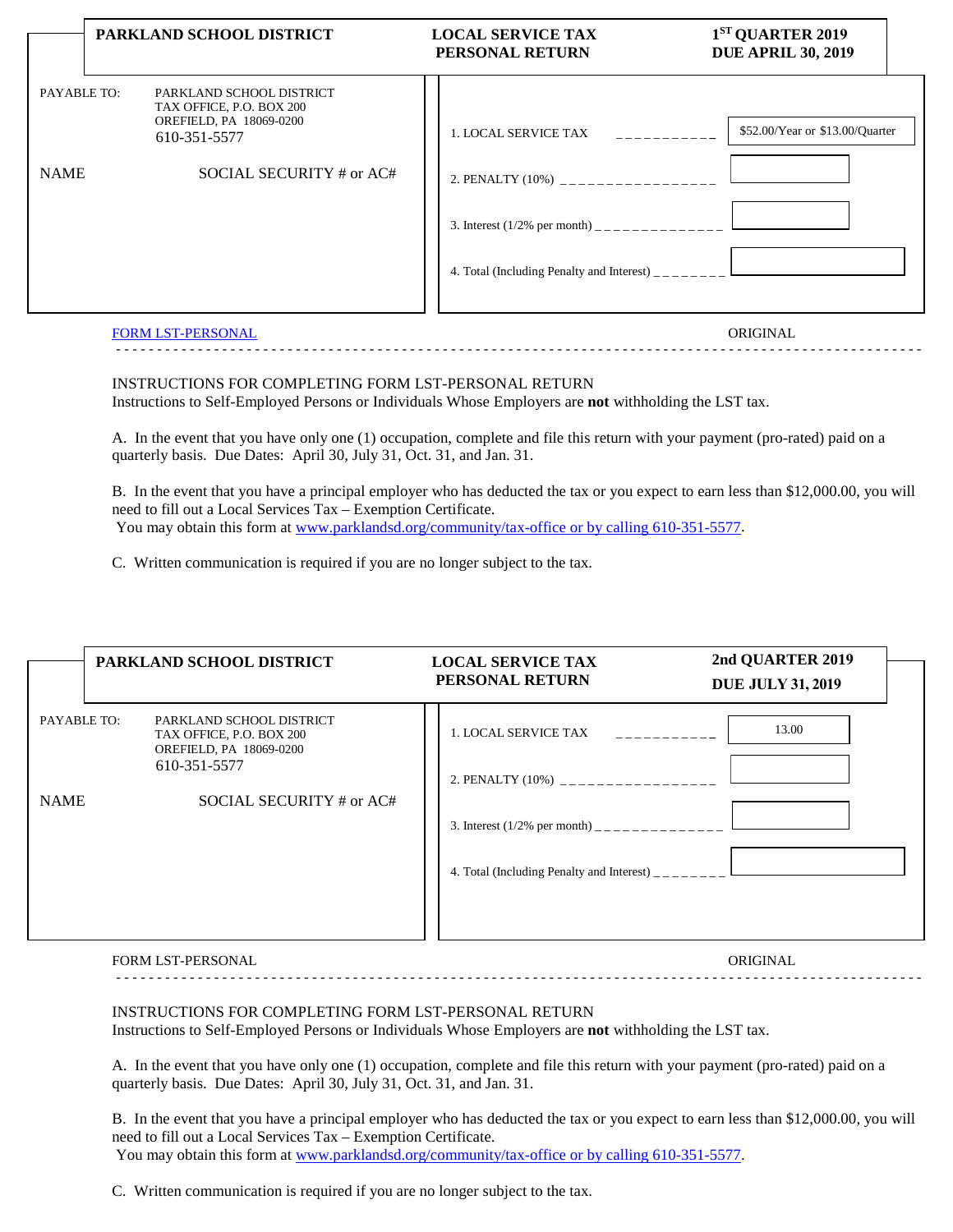**PARKLAND SCHOOL DISTRICT** | **LOCAL SERVICE TAX PERSONAL RETURN** | **1ST QUARTER 2019 DUE APRIL 30, 2019**

PAYABLE TO: PARKLAND SCHOOL DISTRICT
TAX OFFICE, P.O. BOX 200
OREFIELD, PA 18069-0200
610-351-5577

NAME　　SOCIAL SECURITY # or AC#

| | |
|---|---|
| 1. LOCAL SERVICE TAX | $52.00/Year or $13.00/Quarter |
| 2. PENALTY (10%) | |
| 3. Interest (1/2% per month) | |
| 4. Total (Including Penalty and Interest) | |

FORM LST-PERSONAL　　ORIGINAL

INSTRUCTIONS FOR COMPLETING FORM LST-PERSONAL RETURN
Instructions to Self-Employed Persons or Individuals Whose Employers are **not** withholding the LST tax.

A. In the event that you have only one (1) occupation, complete and file this return with your payment (pro-rated) paid on a quarterly basis. Due Dates: April 30, July 31, Oct. 31, and Jan. 31.

B. In the event that you have a principal employer who has deducted the tax or you expect to earn less than $12,000.00, you will need to fill out a Local Services Tax – Exemption Certificate.
You may obtain this form at www.parklandsd.org/community/tax-office or by calling 610-351-5577.

C. Written communication is required if you are no longer subject to the tax.

---

**PARKLAND SCHOOL DISTRICT** | **LOCAL SERVICE TAX PERSONAL RETURN** | **2nd QUARTER 2019 DUE JULY 31, 2019**

PAYABLE TO: PARKLAND SCHOOL DISTRICT
TAX OFFICE, P.O. BOX 200
OREFIELD, PA 18069-0200
610-351-5577

NAME　　SOCIAL SECURITY # or AC#

| | |
|---|---|
| 1. LOCAL SERVICE TAX | 13.00 |
| 2. PENALTY (10%) | |
| 3. Interest (1/2% per month) | |
| 4. Total (Including Penalty and Interest) | |

FORM LST-PERSONAL　　ORIGINAL

INSTRUCTIONS FOR COMPLETING FORM LST-PERSONAL RETURN
Instructions to Self-Employed Persons or Individuals Whose Employers are **not** withholding the LST tax.

A. In the event that you have only one (1) occupation, complete and file this return with your payment (pro-rated) paid on a quarterly basis. Due Dates: April 30, July 31, Oct. 31, and Jan. 31.

B. In the event that you have a principal employer who has deducted the tax or you expect to earn less than $12,000.00, you will need to fill out a Local Services Tax – Exemption Certificate.
You may obtain this form at www.parklandsd.org/community/tax-office or by calling 610-351-5577.

C. Written communication is required if you are no longer subject to the tax.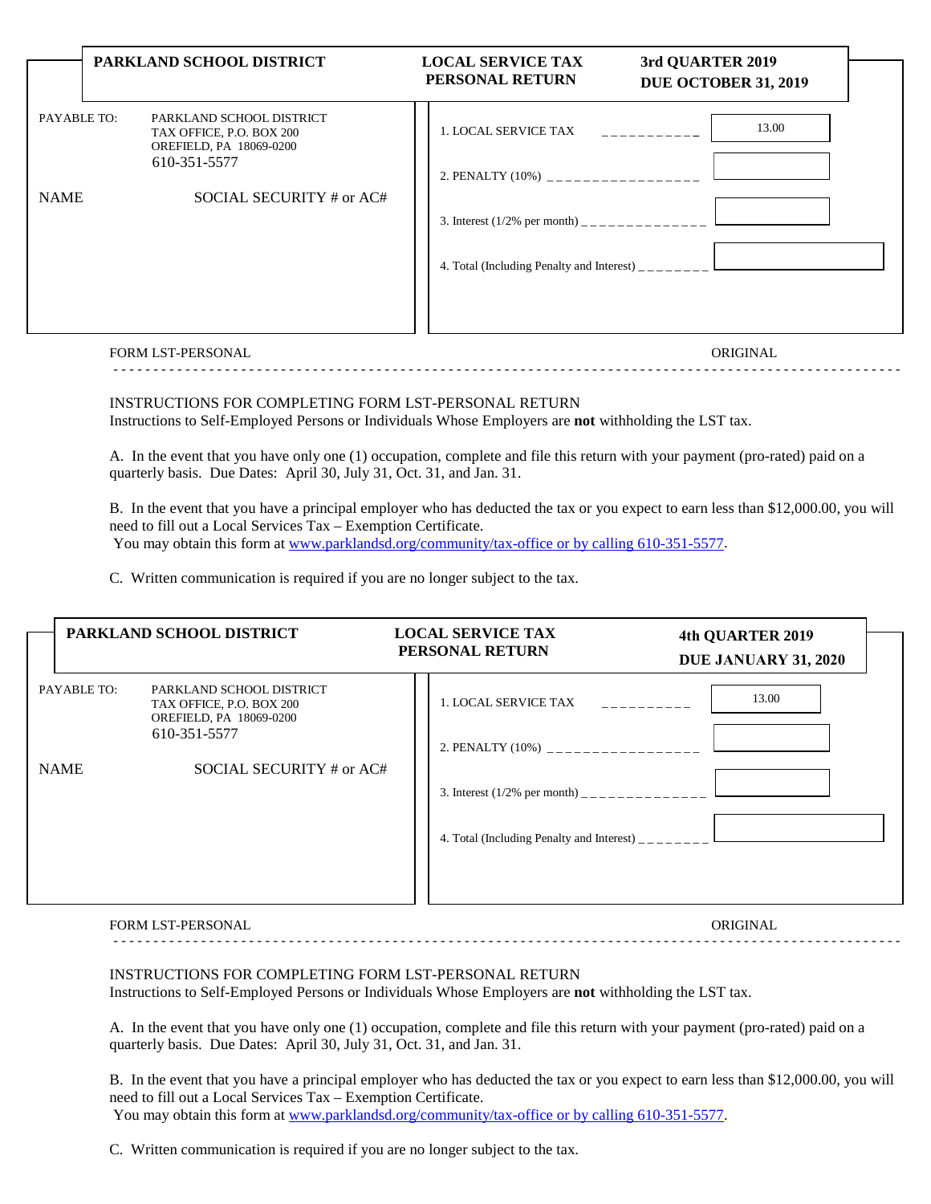| PARKLAND SCHOOL DISTRICT | LOCAL SERVICE TAX PERSONAL RETURN | 3rd QUARTER 2019 DUE OCTOBER 31, 2019 |
|---|---|---|

PAYABLE TO: PARKLAND SCHOOL DISTRICT
TAX OFFICE, P.O. BOX 200
OREFIELD, PA 18069-0200
610-351-5577

NAME SOCIAL SECURITY # or AC#

| | |
|---|---|
| 1. LOCAL SERVICE TAX | 13.00 |
| 2. PENALTY (10%) | |
| 3. Interest (1/2% per month) | |
| 4. Total (Including Penalty and Interest) | |

FORM LST-PERSONAL ORIGINAL

INSTRUCTIONS FOR COMPLETING FORM LST-PERSONAL RETURN
Instructions to Self-Employed Persons or Individuals Whose Employers are **not** withholding the LST tax.

A. In the event that you have only one (1) occupation, complete and file this return with your payment (pro-rated) paid on a quarterly basis. Due Dates: April 30, July 31, Oct. 31, and Jan. 31.

B. In the event that you have a principal employer who has deducted the tax or you expect to earn less than $12,000.00, you will need to fill out a Local Services Tax – Exemption Certificate.
You may obtain this form at www.parklandsd.org/community/tax-office or by calling 610-351-5577.

C. Written communication is required if you are no longer subject to the tax.

| PARKLAND SCHOOL DISTRICT | LOCAL SERVICE TAX PERSONAL RETURN | 4th QUARTER 2019 DUE JANUARY 31, 2020 |
|---|---|---|

PAYABLE TO: PARKLAND SCHOOL DISTRICT
TAX OFFICE, P.O. BOX 200
OREFIELD, PA 18069-0200
610-351-5577

NAME SOCIAL SECURITY # or AC#

| | |
|---|---|
| 1. LOCAL SERVICE TAX | 13.00 |
| 2. PENALTY (10%) | |
| 3. Interest (1/2% per month) | |
| 4. Total (Including Penalty and Interest) | |

FORM LST-PERSONAL ORIGINAL

INSTRUCTIONS FOR COMPLETING FORM LST-PERSONAL RETURN
Instructions to Self-Employed Persons or Individuals Whose Employers are **not** withholding the LST tax.

A. In the event that you have only one (1) occupation, complete and file this return with your payment (pro-rated) paid on a quarterly basis. Due Dates: April 30, July 31, Oct. 31, and Jan. 31.

B. In the event that you have a principal employer who has deducted the tax or you expect to earn less than $12,000.00, you will need to fill out a Local Services Tax – Exemption Certificate.
You may obtain this form at www.parklandsd.org/community/tax-office or by calling 610-351-5577.

C. Written communication is required if you are no longer subject to the tax.